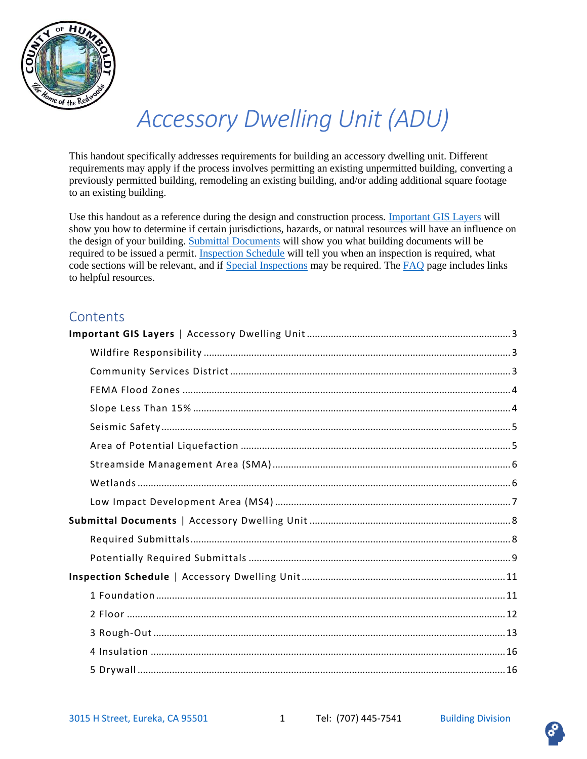# Accessory Dwelling Unit (ADU)

This handout specifically addresses requirements for building an accessory dwelling unit. Different requirements may apply if the process involves permitting an existing unpermitted building, converting a previously permitted building, remodeling an existing building, and/or adding additional square footage to an existing building.

Use this handout as a reference during the design and construction process. Important GIS Layers will show you how to determine if certain jurisdictions, hazards, or natural resources will have an influence on the design of your building. Submittal Documents will show you what building documents will be required to be issued a permit. Inspection Schedule will tell you when an inspection is required, what code sections will be relevant, and if Special Inspections may be required. The FAQ page includes links to helpful resources.

## Contents

**Important GIS Layers** | Accessory Dwelling Unit ........ 3
- Wildfire Responsibility ........ 3
- Community Services District ........ 3
- FEMA Flood Zones ........ 4
- Slope Less Than 15% ........ 4
- Seismic Safety ........ 5
- Area of Potential Liquefaction ........ 5
- Streamside Management Area (SMA) ........ 6
- Wetlands ........ 6
- Low Impact Development Area (MS4) ........ 7

**Submittal Documents** | Accessory Dwelling Unit ........ 8
- Required Submittals ........ 8
- Potentially Required Submittals ........ 9

**Inspection Schedule** | Accessory Dwelling Unit ........ 11
- 1 Foundation ........ 11
- 2 Floor ........ 12
- 3 Rough-Out ........ 13
- 4 Insulation ........ 16
- 5 Drywall ........ 16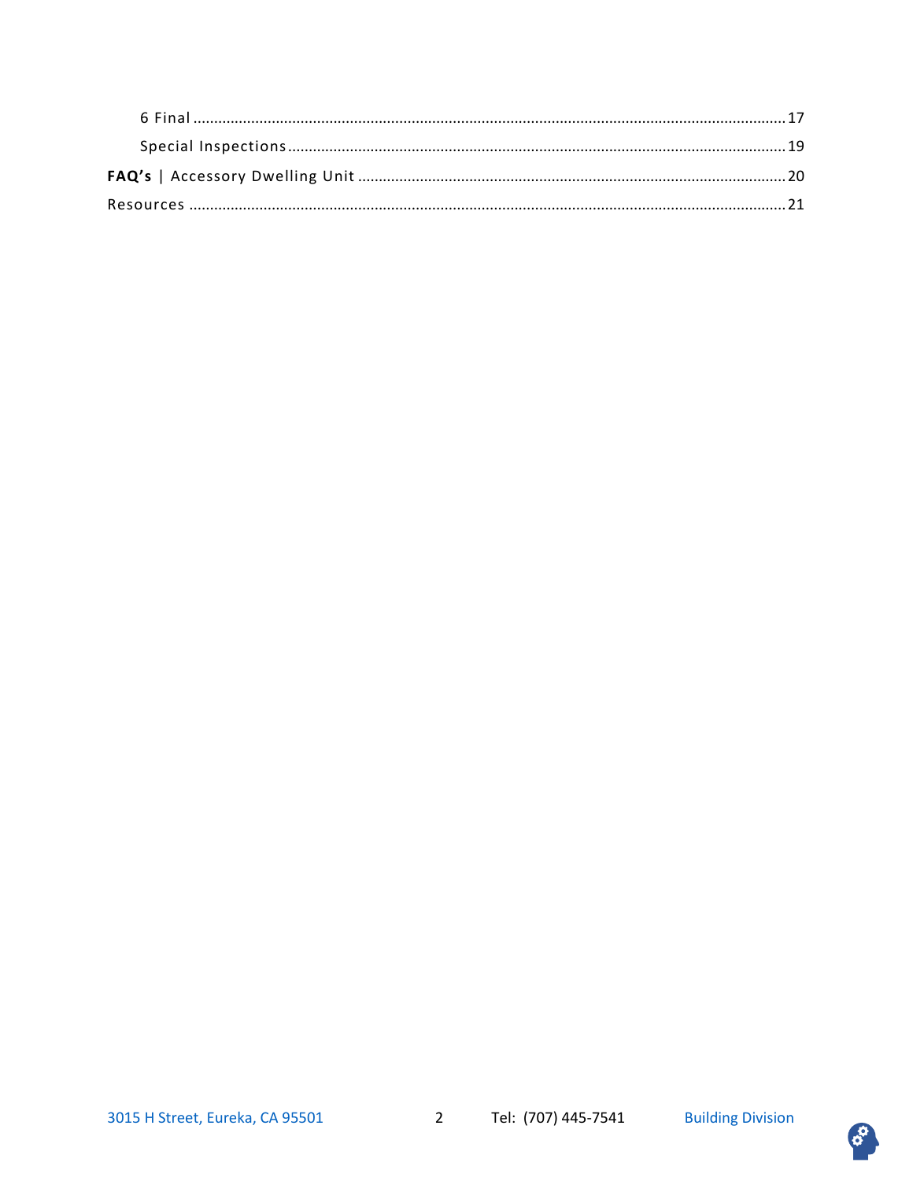6 Final ..... 17

Special Inspections ..... 19

**FAQ's** | Accessory Dwelling Unit ..... 20

Resources ..... 21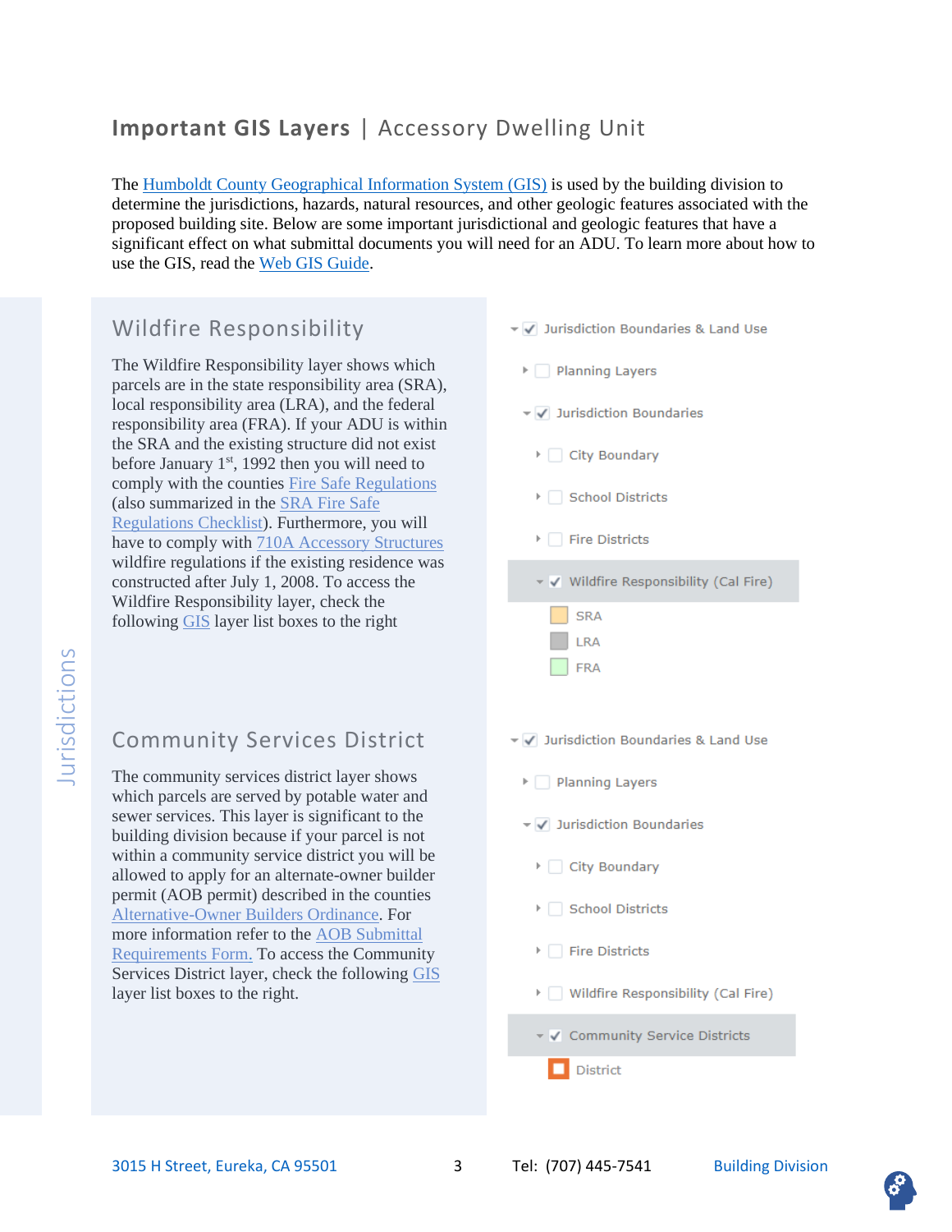# Important GIS Layers | Accessory Dwelling Unit

The Humboldt County Geographical Information System (GIS) is used by the building division to determine the jurisdictions, hazards, natural resources, and other geologic features associated with the proposed building site. Below are some important jurisdictional and geologic features that have a significant effect on what submittal documents you will need for an ADU. To learn more about how to use the GIS, read the Web GIS Guide.

Jurisdictions

## Wildfire Responsibility

The Wildfire Responsibility layer shows which parcels are in the state responsibility area (SRA), local responsibility area (LRA), and the federal responsibility area (FRA). If your ADU is within the SRA and the existing structure did not exist before January 1st, 1992 then you will need to comply with the counties Fire Safe Regulations (also summarized in the SRA Fire Safe Regulations Checklist). Furthermore, you will have to comply with 710A Accessory Structures wildfire regulations if the existing residence was constructed after July 1, 2008. To access the Wildfire Responsibility layer, check the following GIS layer list boxes to the right

- ☑ Jurisdiction Boundaries & Land Use
  - ☐ Planning Layers
  - ☑ Jurisdiction Boundaries
    - ☐ City Boundary
    - ☐ School Districts
    - ☐ Fire Districts
    - ☑ Wildfire Responsibility (Cal Fire)
      - SRA
      - LRA
      - FRA

## Community Services District

The community services district layer shows which parcels are served by potable water and sewer services. This layer is significant to the building division because if your parcel is not within a community service district you will be allowed to apply for an alternate-owner builder permit (AOB permit) described in the counties Alternative-Owner Builders Ordinance. For more information refer to the AOB Submittal Requirements Form. To access the Community Services District layer, check the following GIS layer list boxes to the right.

- ☑ Jurisdiction Boundaries & Land Use
  - ☐ Planning Layers
  - ☑ Jurisdiction Boundaries
    - ☐ City Boundary
    - ☐ School Districts
    - ☐ Fire Districts
    - ☐ Wildfire Responsibility (Cal Fire)
    - ☑ Community Service Districts
      - District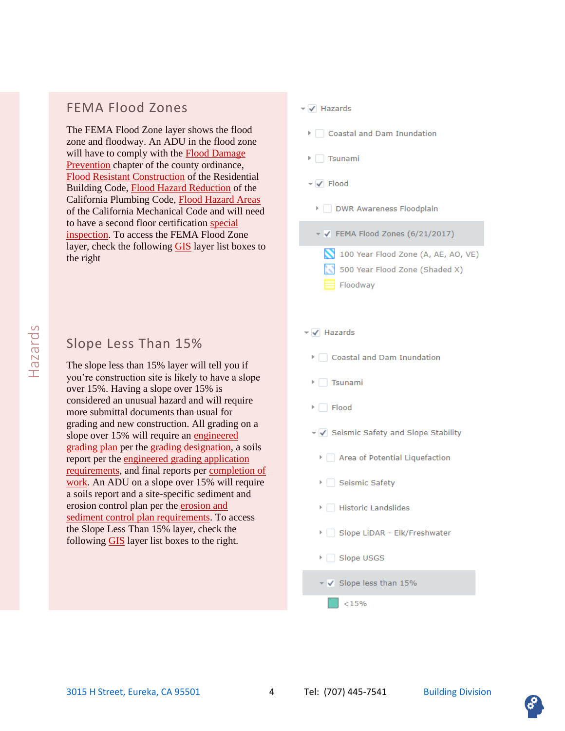## FEMA Flood Zones

The FEMA Flood Zone layer shows the flood zone and floodway. An ADU in the flood zone will have to comply with the Flood Damage Prevention chapter of the county ordinance, Flood Resistant Construction of the Residential Building Code, Flood Hazard Reduction of the California Plumbing Code, Flood Hazard Areas of the California Mechanical Code and will need to have a second floor certification special inspection. To access the FEMA Flood Zone layer, check the following GIS layer list boxes to the right

- ☑ Hazards
  - ☐ Coastal and Dam Inundation
  - ☐ Tsunami
  - ☑ Flood
    - ☐ DWR Awareness Floodplain
    - ☑ FEMA Flood Zones (6/21/2017)
      - 100 Year Flood Zone (A, AE, AO, VE)
      - 500 Year Flood Zone (Shaded X)
      - Floodway

## Slope Less Than 15%

The slope less than 15% layer will tell you if you're construction site is likely to have a slope over 15%. Having a slope over 15% is considered an unusual hazard and will require more submittal documents than usual for grading and new construction. All grading on a slope over 15% will require an engineered grading plan per the grading designation, a soils report per the engineered grading application requirements, and final reports per completion of work. An ADU on a slope over 15% will require a soils report and a site-specific sediment and erosion control plan per the erosion and sediment control plan requirements. To access the Slope Less Than 15% layer, check the following GIS layer list boxes to the right.

- ☑ Hazards
  - ☐ Coastal and Dam Inundation
  - ☐ Tsunami
  - ☐ Flood
  - ☑ Seismic Safety and Slope Stability
    - ☐ Area of Potential Liquefaction
    - ☐ Seismic Safety
    - ☐ Historic Landslides
    - ☐ Slope LiDAR - Elk/Freshwater
    - ☐ Slope USGS
    - ☑ Slope less than 15%
      - <15%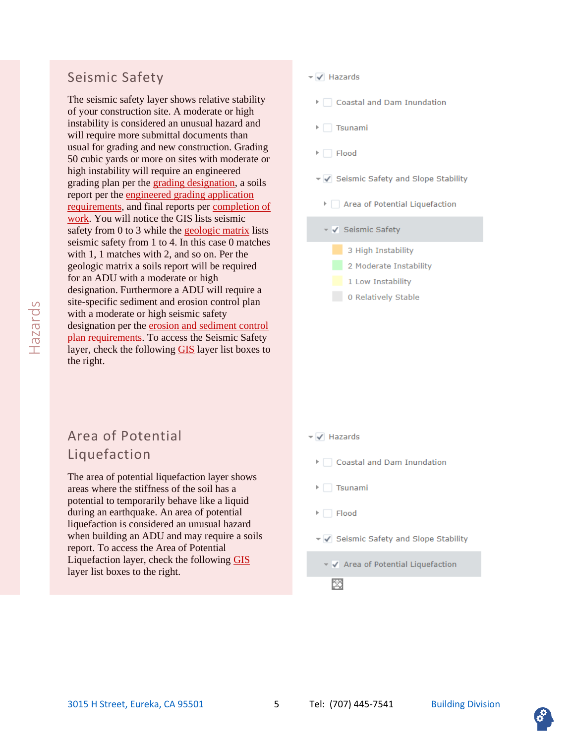## Seismic Safety

The seismic safety layer shows relative stability of your construction site. A moderate or high instability is considered an unusual hazard and will require more submittal documents than usual for grading and new construction. Grading 50 cubic yards or more on sites with moderate or high instability will require an engineered grading plan per the grading designation, a soils report per the engineered grading application requirements, and final reports per completion of work. You will notice the GIS lists seismic safety from 0 to 3 while the geologic matrix lists seismic safety from 1 to 4. In this case 0 matches with 1, 1 matches with 2, and so on. Per the geologic matrix a soils report will be required for an ADU with a moderate or high designation. Furthermore a ADU will require a site-specific sediment and erosion control plan with a moderate or high seismic safety designation per the erosion and sediment control plan requirements. To access the Seismic Safety layer, check the following GIS layer list boxes to the right.

- ☑ Hazards
  - ☐ Coastal and Dam Inundation
  - ☐ Tsunami
  - ☐ Flood
  - ☑ Seismic Safety and Slope Stability
    - ☐ Area of Potential Liquefaction
    - ☑ Seismic Safety
      - 3 High Instability
      - 2 Moderate Instability
      - 1 Low Instability
      - 0 Relatively Stable

## Area of Potential Liquefaction

The area of potential liquefaction layer shows areas where the stiffness of the soil has a potential to temporarily behave like a liquid during an earthquake. An area of potential liquefaction is considered an unusual hazard when building an ADU and may require a soils report. To access the Area of Potential Liquefaction layer, check the following GIS layer list boxes to the right.

- ☑ Hazards
  - ☐ Coastal and Dam Inundation
  - ☐ Tsunami
  - ☐ Flood
  - ☑ Seismic Safety and Slope Stability
    - ☑ Area of Potential Liquefaction

3015 H Street, Eureka, CA 95501 | Tel: (707) 445-7541 | Building Division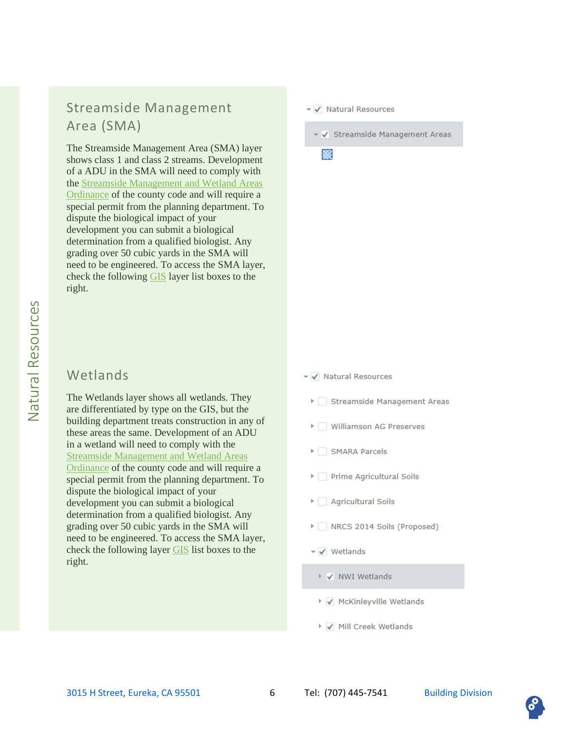## Streamside Management Area (SMA)

The Streamside Management Area (SMA) layer shows class 1 and class 2 streams. Development of a ADU in the SMA will need to comply with the Streamside Management and Wetland Areas Ordinance of the county code and will require a special permit from the planning department. To dispute the biological impact of your development you can submit a biological determination from a qualified biologist. Any grading over 50 cubic yards in the SMA will need to be engineered. To access the SMA layer, check the following GIS layer list boxes to the right.

- ✓ Natural Resources
  - ✓ Streamside Management Areas

## Wetlands

The Wetlands layer shows all wetlands. They are differentiated by type on the GIS, but the building department treats construction in any of these areas the same. Development of an ADU in a wetland will need to comply with the Streamside Management and Wetland Areas Ordinance of the county code and will require a special permit from the planning department. To dispute the biological impact of your development you can submit a biological determination from a qualified biologist. Any grading over 50 cubic yards in the SMA will need to be engineered. To access the SMA layer, check the following layer GIS list boxes to the right.

- ✓ Natural Resources
  - ☐ Streamside Management Areas
  - ☐ Williamson AG Preserves
  - ☐ SMARA Parcels
  - ☐ Prime Agricultural Soils
  - ☐ Agricultural Soils
  - ☐ NRCS 2014 Soils (Proposed)
  - ✓ Wetlands
    - ✓ NWI Wetlands
    - ✓ McKinleyville Wetlands
    - ✓ Mill Creek Wetlands

3015 H Street, Eureka, CA 95501 | Tel: (707) 445-7541 | Building Division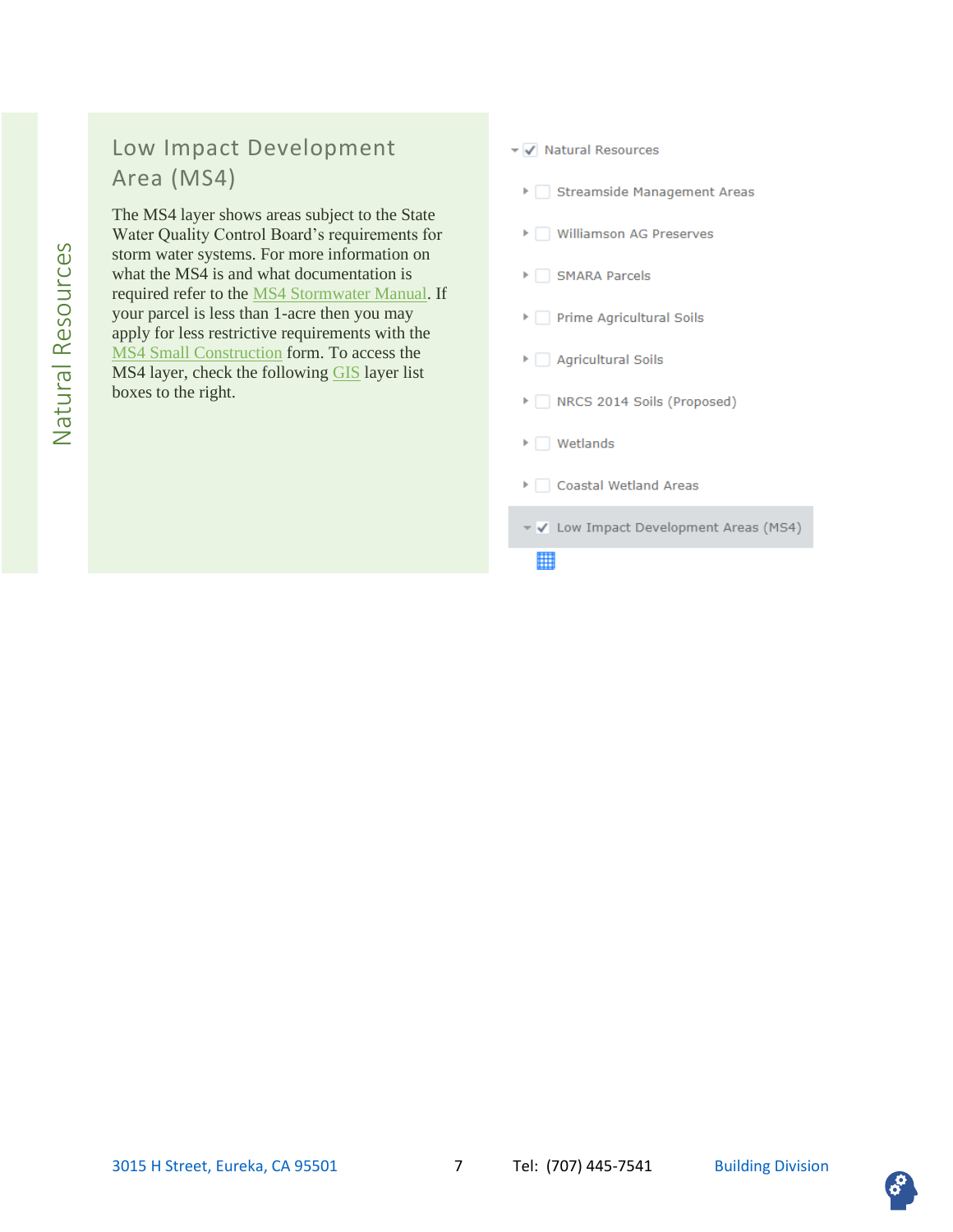Natural Resources

## Low Impact Development Area (MS4)

The MS4 layer shows areas subject to the State Water Quality Control Board's requirements for storm water systems. For more information on what the MS4 is and what documentation is required refer to the MS4 Stormwater Manual. If your parcel is less than 1-acre then you may apply for less restrictive requirements with the MS4 Small Construction form. To access the MS4 layer, check the following GIS layer list boxes to the right.

- [x] Natural Resources
  - [ ] Streamside Management Areas
  - [ ] Williamson AG Preserves
  - [ ] SMARA Parcels
  - [ ] Prime Agricultural Soils
  - [ ] Agricultural Soils
  - [ ] NRCS 2014 Soils (Proposed)
  - [ ] Wetlands
  - [ ] Coastal Wetland Areas
  - [x] Low Impact Development Areas (MS4)

3015 H Street, Eureka, CA 95501 Tel: (707) 445-7541 Building Division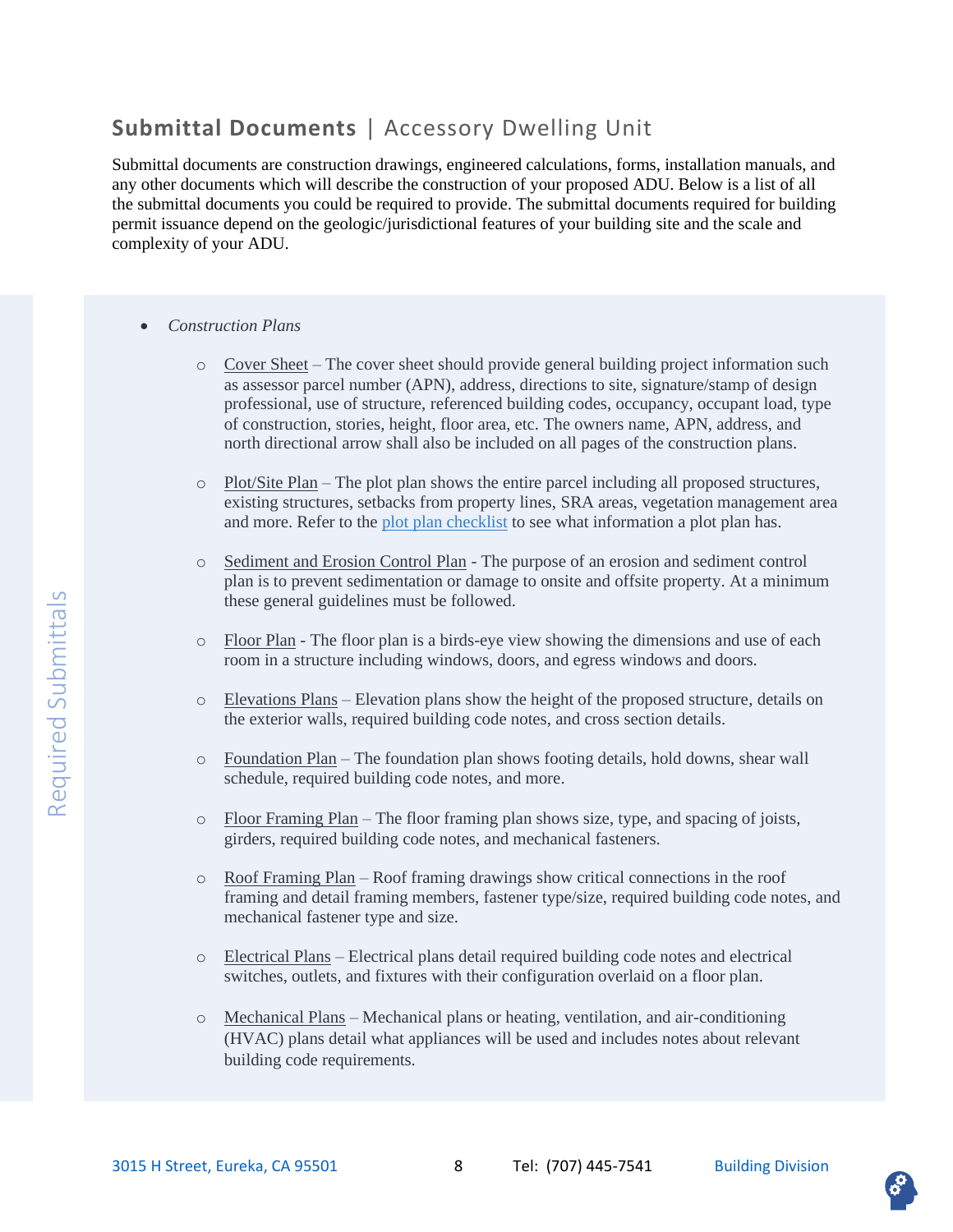## **Submittal Documents** | Accessory Dwelling Unit

Submittal documents are construction drawings, engineered calculations, forms, installation manuals, and any other documents which will describe the construction of your proposed ADU. Below is a list of all the submittal documents you could be required to provide. The submittal documents required for building permit issuance depend on the geologic/jurisdictional features of your building site and the scale and complexity of your ADU.

Required Submittals

- *Construction Plans*
  - Cover Sheet – The cover sheet should provide general building project information such as assessor parcel number (APN), address, directions to site, signature/stamp of design professional, use of structure, referenced building codes, occupancy, occupant load, type of construction, stories, height, floor area, etc. The owners name, APN, address, and north directional arrow shall also be included on all pages of the construction plans.
  - Plot/Site Plan – The plot plan shows the entire parcel including all proposed structures, existing structures, setbacks from property lines, SRA areas, vegetation management area and more. Refer to the plot plan checklist to see what information a plot plan has.
  - Sediment and Erosion Control Plan - The purpose of an erosion and sediment control plan is to prevent sedimentation or damage to onsite and offsite property. At a minimum these general guidelines must be followed.
  - Floor Plan - The floor plan is a birds-eye view showing the dimensions and use of each room in a structure including windows, doors, and egress windows and doors.
  - Elevations Plans – Elevation plans show the height of the proposed structure, details on the exterior walls, required building code notes, and cross section details.
  - Foundation Plan – The foundation plan shows footing details, hold downs, shear wall schedule, required building code notes, and more.
  - Floor Framing Plan – The floor framing plan shows size, type, and spacing of joists, girders, required building code notes, and mechanical fasteners.
  - Roof Framing Plan – Roof framing drawings show critical connections in the roof framing and detail framing members, fastener type/size, required building code notes, and mechanical fastener type and size.
  - Electrical Plans – Electrical plans detail required building code notes and electrical switches, outlets, and fixtures with their configuration overlaid on a floor plan.
  - Mechanical Plans – Mechanical plans or heating, ventilation, and air-conditioning (HVAC) plans detail what appliances will be used and includes notes about relevant building code requirements.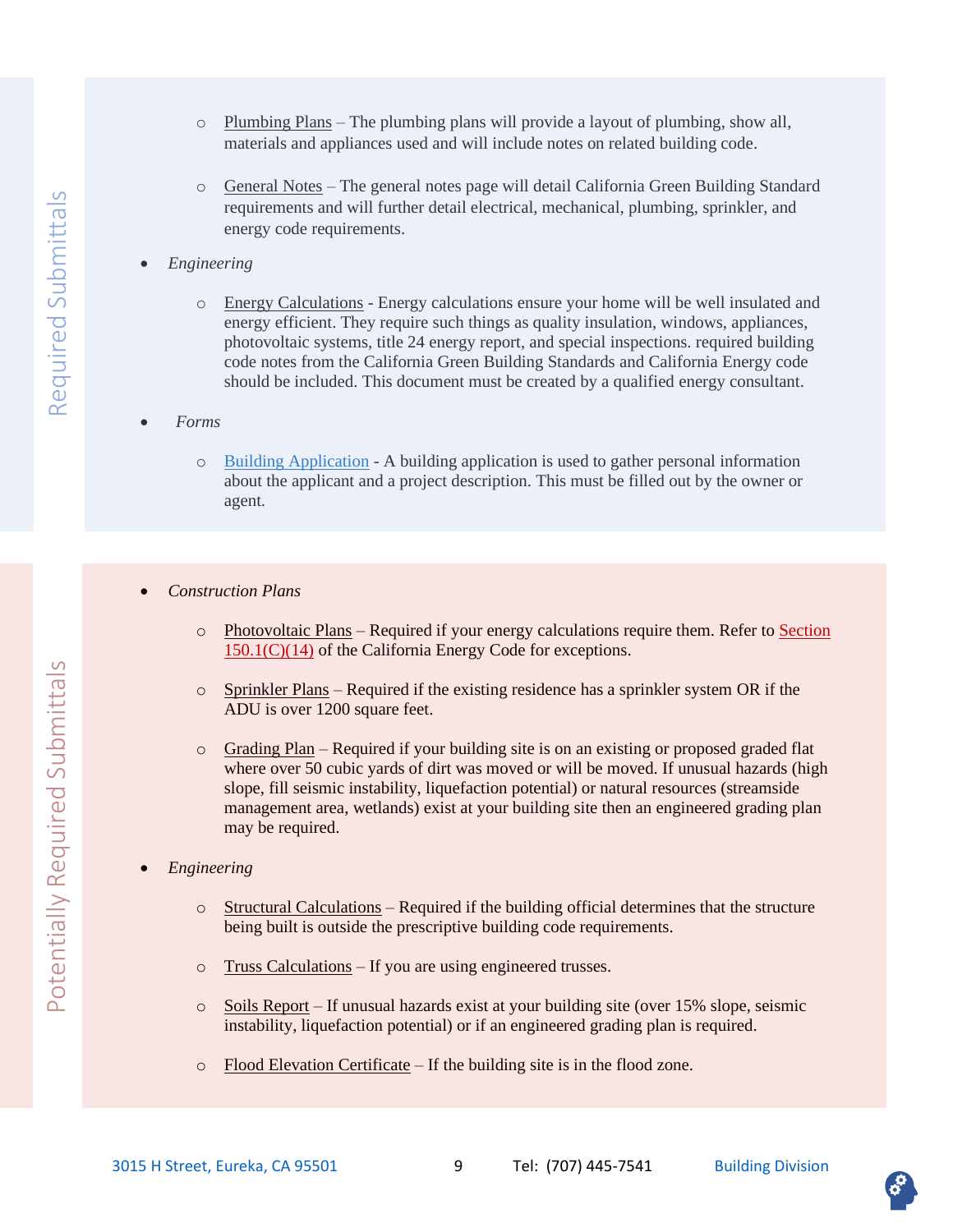## Required Submittals

- Plumbing Plans – The plumbing plans will provide a layout of plumbing, show all, materials and appliances used and will include notes on related building code.

- General Notes – The general notes page will detail California Green Building Standard requirements and will further detail electrical, mechanical, plumbing, sprinkler, and energy code requirements.

- *Engineering*
  - Energy Calculations - Energy calculations ensure your home will be well insulated and energy efficient. They require such things as quality insulation, windows, appliances, photovoltaic systems, title 24 energy report, and special inspections. required building code notes from the California Green Building Standards and California Energy code should be included. This document must be created by a qualified energy consultant.

- *Forms*
  - Building Application - A building application is used to gather personal information about the applicant and a project description. This must be filled out by the owner or agent.

## Potentially Required Submittals

- *Construction Plans*
  - Photovoltaic Plans – Required if your energy calculations require them. Refer to Section 150.1(C)(14) of the California Energy Code for exceptions.
  - Sprinkler Plans – Required if the existing residence has a sprinkler system OR if the ADU is over 1200 square feet.
  - Grading Plan – Required if your building site is on an existing or proposed graded flat where over 50 cubic yards of dirt was moved or will be moved. If unusual hazards (high slope, fill seismic instability, liquefaction potential) or natural resources (streamside management area, wetlands) exist at your building site then an engineered grading plan may be required.

- *Engineering*
  - Structural Calculations – Required if the building official determines that the structure being built is outside the prescriptive building code requirements.
  - Truss Calculations – If you are using engineered trusses.
  - Soils Report – If unusual hazards exist at your building site (over 15% slope, seismic instability, liquefaction potential) or if an engineered grading plan is required.
  - Flood Elevation Certificate – If the building site is in the flood zone.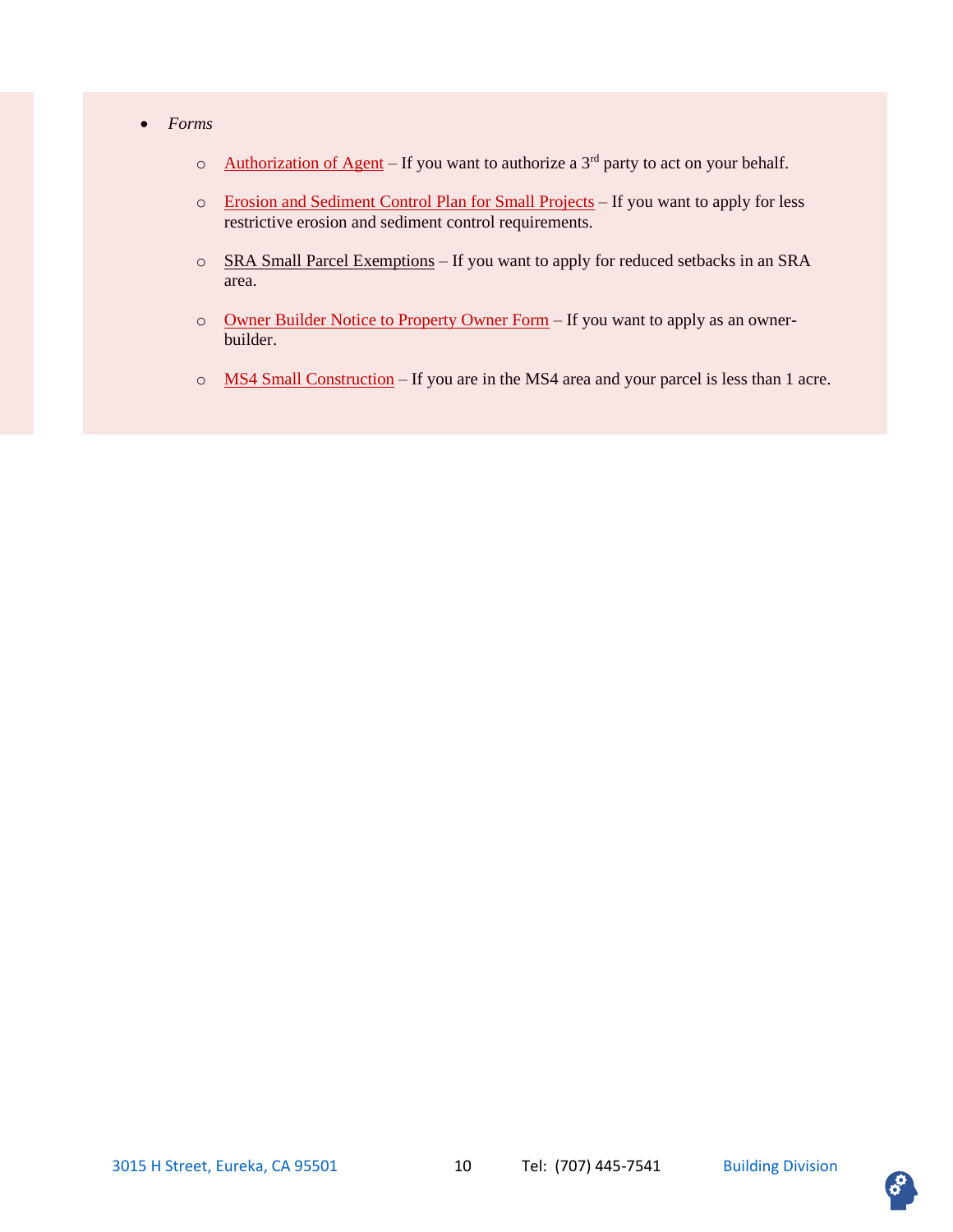- *Forms*
  - Authorization of Agent – If you want to authorize a 3rd party to act on your behalf.
  - Erosion and Sediment Control Plan for Small Projects – If you want to apply for less restrictive erosion and sediment control requirements.
  - SRA Small Parcel Exemptions – If you want to apply for reduced setbacks in an SRA area.
  - Owner Builder Notice to Property Owner Form – If you want to apply as an owner-builder.
  - MS4 Small Construction – If you are in the MS4 area and your parcel is less than 1 acre.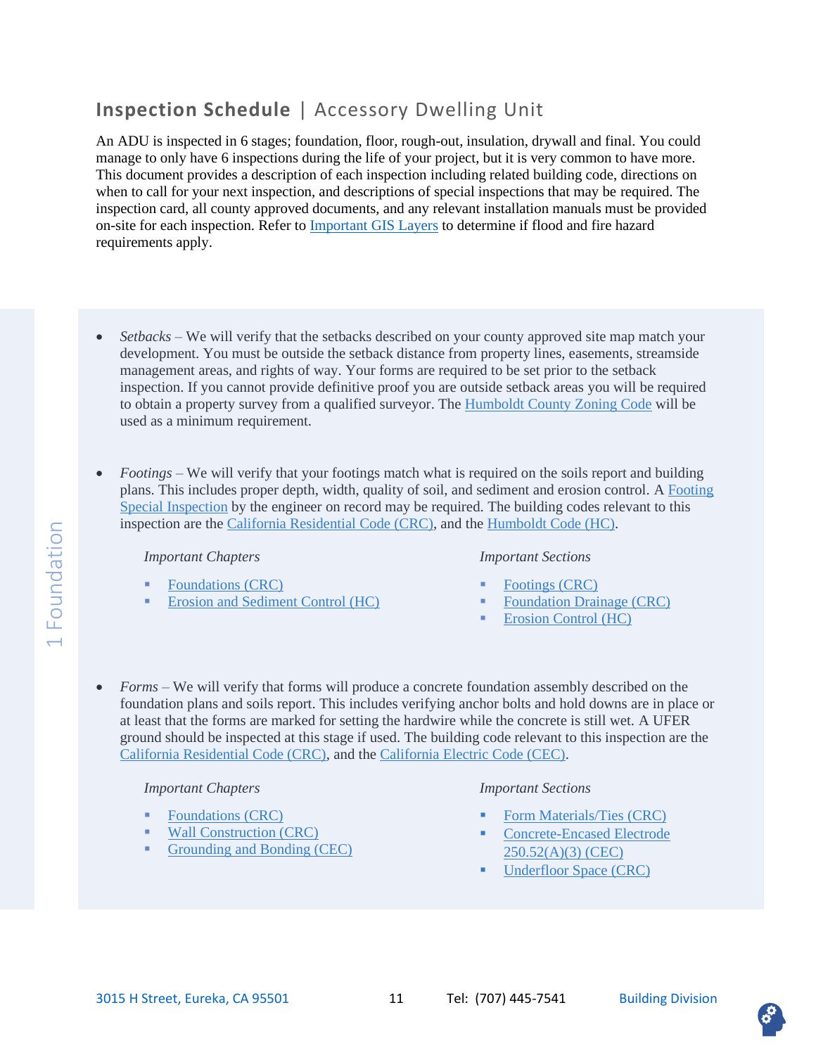## **Inspection Schedule** | Accessory Dwelling Unit

An ADU is inspected in 6 stages; foundation, floor, rough-out, insulation, drywall and final. You could manage to only have 6 inspections during the life of your project, but it is very common to have more. This document provides a description of each inspection including related building code, directions on when to call for your next inspection, and descriptions of special inspections that may be required. The inspection card, all county approved documents, and any relevant installation manuals must be provided on-site for each inspection. Refer to Important GIS Layers to determine if flood and fire hazard requirements apply.

### 1 Foundation

- *Setbacks* – We will verify that the setbacks described on your county approved site map match your development. You must be outside the setback distance from property lines, easements, streamside management areas, and rights of way. Your forms are required to be set prior to the setback inspection. If you cannot provide definitive proof you are outside setback areas you will be required to obtain a property survey from a qualified surveyor. The Humboldt County Zoning Code will be used as a minimum requirement.

- *Footings* – We will verify that your footings match what is required on the soils report and building plans. This includes proper depth, width, quality of soil, and sediment and erosion control. A Footing Special Inspection by the engineer on record may be required. The building codes relevant to this inspection are the California Residential Code (CRC), and the Humboldt Code (HC).

  *Important Chapters*
  - Foundations (CRC)
  - Erosion and Sediment Control (HC)

  *Important Sections*
  - Footings (CRC)
  - Foundation Drainage (CRC)
  - Erosion Control (HC)

- *Forms* – We will verify that forms will produce a concrete foundation assembly described on the foundation plans and soils report. This includes verifying anchor bolts and hold downs are in place or at least that the forms are marked for setting the hardwire while the concrete is still wet. A UFER ground should be inspected at this stage if used. The building code relevant to this inspection are the California Residential Code (CRC), and the California Electric Code (CEC).

  *Important Chapters*
  - Foundations (CRC)
  - Wall Construction (CRC)
  - Grounding and Bonding (CEC)

  *Important Sections*
  - Form Materials/Ties (CRC)
  - Concrete-Encased Electrode 250.52(A)(3) (CEC)
  - Underfloor Space (CRC)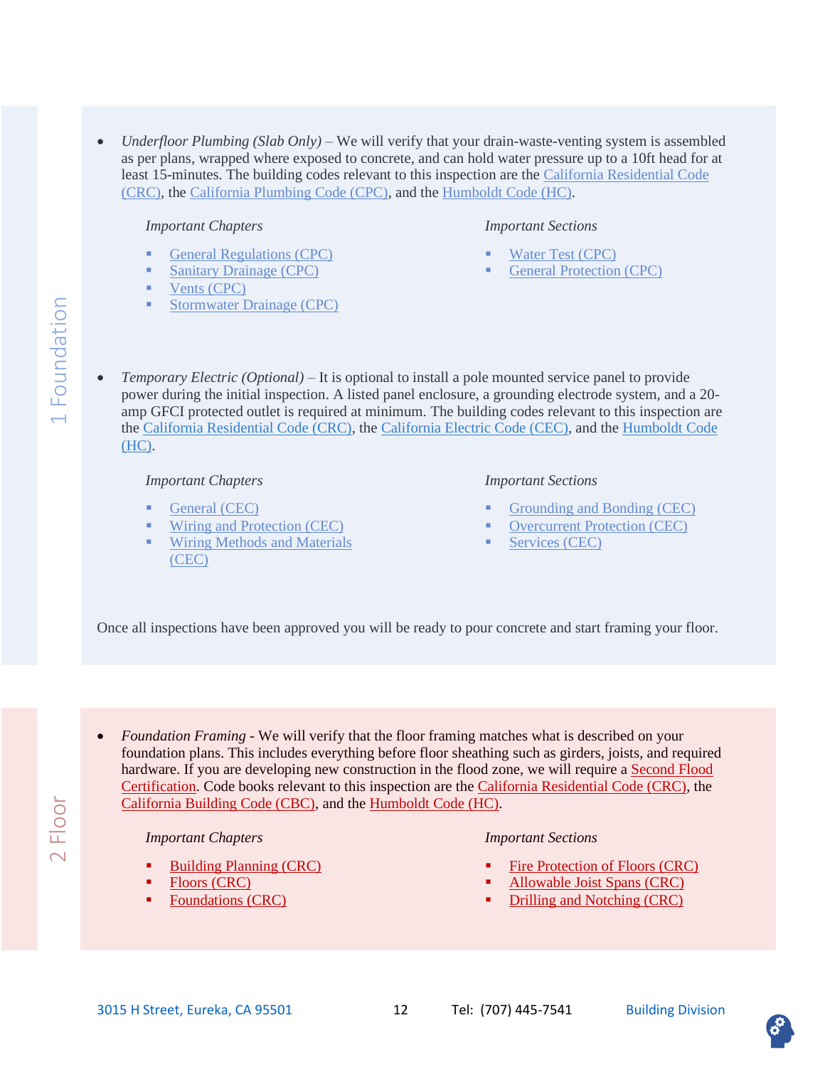## 1 Foundation

- *Underfloor Plumbing (Slab Only)* – We will verify that your drain-waste-venting system is assembled as per plans, wrapped where exposed to concrete, and can hold water pressure up to a 10ft head for at least 15-minutes. The building codes relevant to this inspection are the California Residential Code (CRC), the California Plumbing Code (CPC), and the Humboldt Code (HC).

  *Important Chapters*

  - General Regulations (CPC)
  - Sanitary Drainage (CPC)
  - Vents (CPC)
  - Stormwater Drainage (CPC)

  *Important Sections*

  - Water Test (CPC)
  - General Protection (CPC)

- *Temporary Electric (Optional)* – It is optional to install a pole mounted service panel to provide power during the initial inspection. A listed panel enclosure, a grounding electrode system, and a 20-amp GFCI protected outlet is required at minimum. The building codes relevant to this inspection are the California Residential Code (CRC), the California Electric Code (CEC), and the Humboldt Code (HC).

  *Important Chapters*

  - General (CEC)
  - Wiring and Protection (CEC)
  - Wiring Methods and Materials (CEC)

  *Important Sections*

  - Grounding and Bonding (CEC)
  - Overcurrent Protection (CEC)
  - Services (CEC)

Once all inspections have been approved you will be ready to pour concrete and start framing your floor.

## 2 Floor

- *Foundation Framing* - We will verify that the floor framing matches what is described on your foundation plans. This includes everything before floor sheathing such as girders, joists, and required hardware. If you are developing new construction in the flood zone, we will require a Second Flood Certification. Code books relevant to this inspection are the California Residential Code (CRC), the California Building Code (CBC), and the Humboldt Code (HC).

  *Important Chapters*

  - Building Planning (CRC)
  - Floors (CRC)
  - Foundations (CRC)

  *Important Sections*

  - Fire Protection of Floors (CRC)
  - Allowable Joist Spans (CRC)
  - Drilling and Notching (CRC)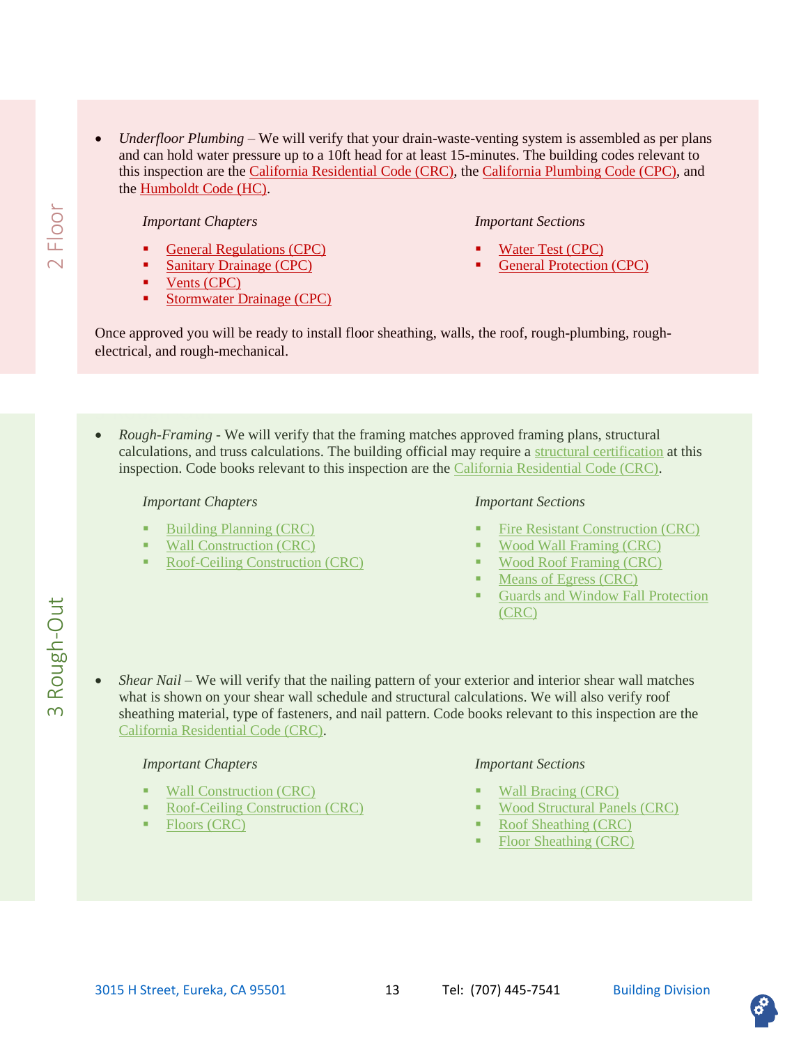## 2 Floor

- *Underfloor Plumbing* – We will verify that your drain-waste-venting system is assembled as per plans and can hold water pressure up to a 10ft head for at least 15-minutes. The building codes relevant to this inspection are the California Residential Code (CRC), the California Plumbing Code (CPC), and the Humboldt Code (HC).

  *Important Chapters*

  - General Regulations (CPC)
  - Sanitary Drainage (CPC)
  - Vents (CPC)
  - Stormwater Drainage (CPC)

  *Important Sections*

  - Water Test (CPC)
  - General Protection (CPC)

Once approved you will be ready to install floor sheathing, walls, the roof, rough-plumbing, rough-electrical, and rough-mechanical.

## 3 Rough-Out

- *Rough-Framing* - We will verify that the framing matches approved framing plans, structural calculations, and truss calculations. The building official may require a structural certification at this inspection. Code books relevant to this inspection are the California Residential Code (CRC).

  *Important Chapters*

  - Building Planning (CRC)
  - Wall Construction (CRC)
  - Roof-Ceiling Construction (CRC)

  *Important Sections*

  - Fire Resistant Construction (CRC)
  - Wood Wall Framing (CRC)
  - Wood Roof Framing (CRC)
  - Means of Egress (CRC)
  - Guards and Window Fall Protection (CRC)

- *Shear Nail* – We will verify that the nailing pattern of your exterior and interior shear wall matches what is shown on your shear wall schedule and structural calculations. We will also verify roof sheathing material, type of fasteners, and nail pattern. Code books relevant to this inspection are the California Residential Code (CRC).

  *Important Chapters*

  - Wall Construction (CRC)
  - Roof-Ceiling Construction (CRC)
  - Floors (CRC)

  *Important Sections*

  - Wall Bracing (CRC)
  - Wood Structural Panels (CRC)
  - Roof Sheathing (CRC)
  - Floor Sheathing (CRC)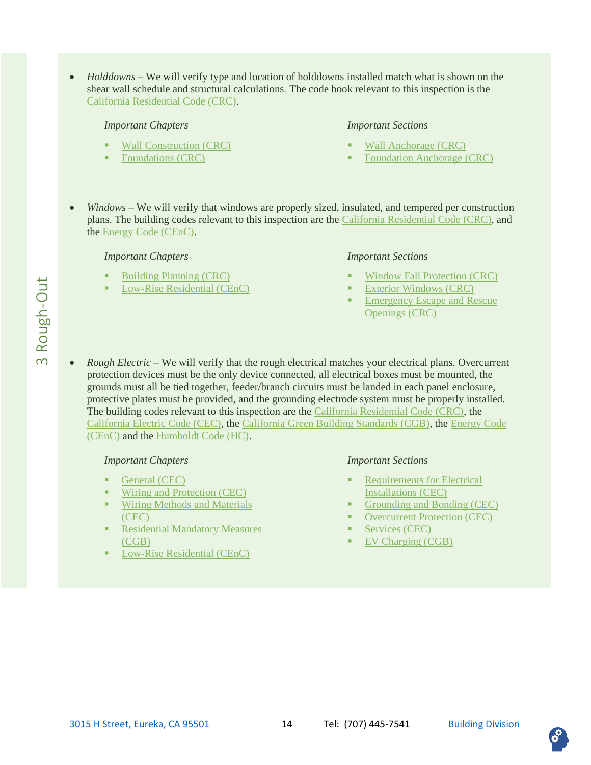- *Holddowns* – We will verify type and location of holddowns installed match what is shown on the shear wall schedule and structural calculations. The code book relevant to this inspection is the California Residential Code (CRC).

  *Important Chapters*
  - Wall Construction (CRC)
  - Foundations (CRC)

  *Important Sections*
  - Wall Anchorage (CRC)
  - Foundation Anchorage (CRC)

- *Windows* – We will verify that windows are properly sized, insulated, and tempered per construction plans. The building codes relevant to this inspection are the California Residential Code (CRC), and the Energy Code (CEnC).

  *Important Chapters*
  - Building Planning (CRC)
  - Low-Rise Residential (CEnC)

  *Important Sections*
  - Window Fall Protection (CRC)
  - Exterior Windows (CRC)
  - Emergency Escape and Rescue Openings (CRC)

- *Rough Electric* – We will verify that the rough electrical matches your electrical plans. Overcurrent protection devices must be the only device connected, all electrical boxes must be mounted, the grounds must all be tied together, feeder/branch circuits must be landed in each panel enclosure, protective plates must be provided, and the grounding electrode system must be properly installed. The building codes relevant to this inspection are the California Residential Code (CRC), the California Electric Code (CEC), the California Green Building Standards (CGB), the Energy Code (CEnC) and the Humboldt Code (HC).

  *Important Chapters*
  - General (CEC)
  - Wiring and Protection (CEC)
  - Wiring Methods and Materials (CEC)
  - Residential Mandatory Measures (CGB)
  - Low-Rise Residential (CEnC)

  *Important Sections*
  - Requirements for Electrical Installations (CEC)
  - Grounding and Bonding (CEC)
  - Overcurrent Protection (CEC)
  - Services (CEC)
  - EV Charging (CGB)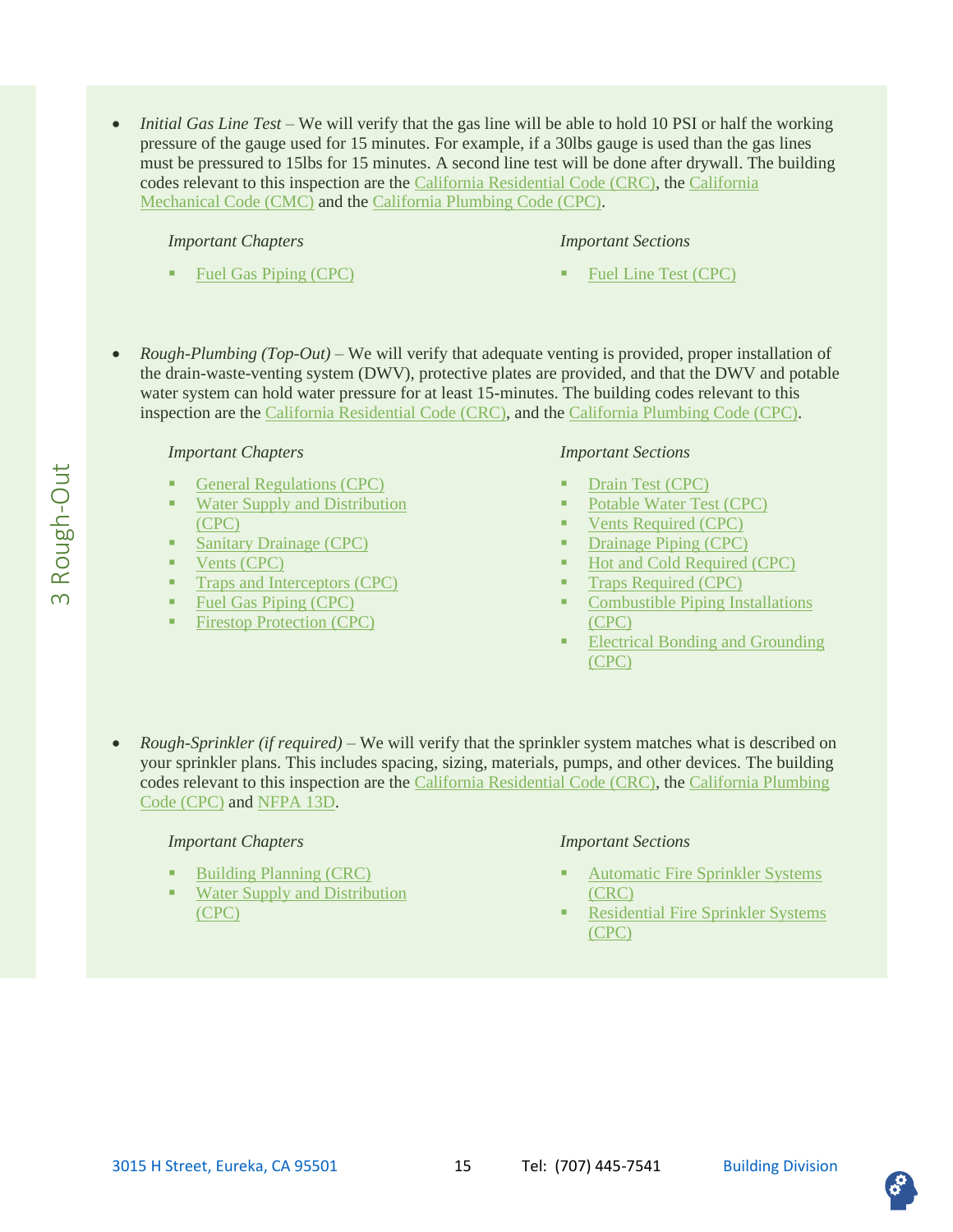- *Initial Gas Line Test* – We will verify that the gas line will be able to hold 10 PSI or half the working pressure of the gauge used for 15 minutes. For example, if a 30lbs gauge is used than the gas lines must be pressured to 15lbs for 15 minutes. A second line test will be done after drywall. The building codes relevant to this inspection are the California Residential Code (CRC), the California Mechanical Code (CMC) and the California Plumbing Code (CPC).

  *Important Chapters*

  - Fuel Gas Piping (CPC)

  *Important Sections*

  - Fuel Line Test (CPC)

- *Rough-Plumbing (Top-Out)* – We will verify that adequate venting is provided, proper installation of the drain-waste-venting system (DWV), protective plates are provided, and that the DWV and potable water system can hold water pressure for at least 15-minutes. The building codes relevant to this inspection are the California Residential Code (CRC), and the California Plumbing Code (CPC).

  *Important Chapters*

  - General Regulations (CPC)
  - Water Supply and Distribution (CPC)
  - Sanitary Drainage (CPC)
  - Vents (CPC)
  - Traps and Interceptors (CPC)
  - Fuel Gas Piping (CPC)
  - Firestop Protection (CPC)

  *Important Sections*

  - Drain Test (CPC)
  - Potable Water Test (CPC)
  - Vents Required (CPC)
  - Drainage Piping (CPC)
  - Hot and Cold Required (CPC)
  - Traps Required (CPC)
  - Combustible Piping Installations (CPC)
  - Electrical Bonding and Grounding (CPC)

- *Rough-Sprinkler (if required)* – We will verify that the sprinkler system matches what is described on your sprinkler plans. This includes spacing, sizing, materials, pumps, and other devices. The building codes relevant to this inspection are the California Residential Code (CRC), the California Plumbing Code (CPC) and NFPA 13D.

  *Important Chapters*

  - Building Planning (CRC)
  - Water Supply and Distribution (CPC)

  *Important Sections*

  - Automatic Fire Sprinkler Systems (CRC)
  - Residential Fire Sprinkler Systems (CPC)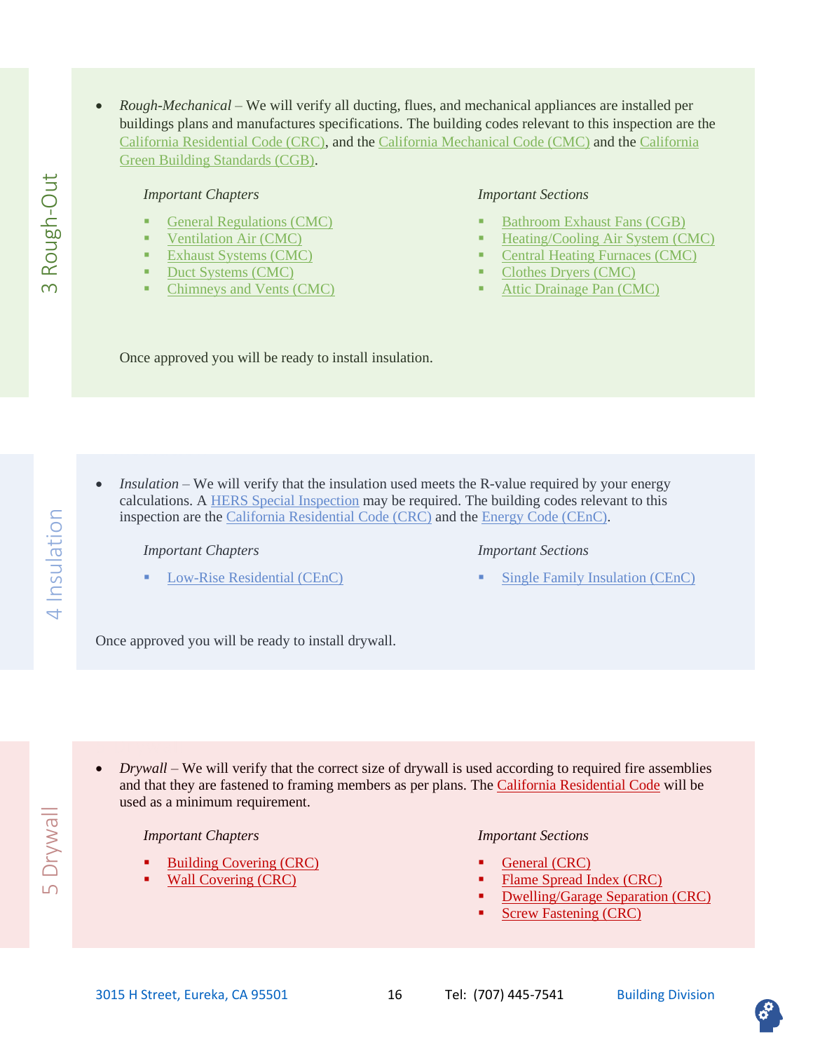## 3 Rough-Out

- *Rough-Mechanical* – We will verify all ducting, flues, and mechanical appliances are installed per buildings plans and manufactures specifications. The building codes relevant to this inspection are the California Residential Code (CRC), and the California Mechanical Code (CMC) and the California Green Building Standards (CGB).

*Important Chapters*

- General Regulations (CMC)
- Ventilation Air (CMC)
- Exhaust Systems (CMC)
- Duct Systems (CMC)
- Chimneys and Vents (CMC)

*Important Sections*

- Bathroom Exhaust Fans (CGB)
- Heating/Cooling Air System (CMC)
- Central Heating Furnaces (CMC)
- Clothes Dryers (CMC)
- Attic Drainage Pan (CMC)

Once approved you will be ready to install insulation.

## 4 Insulation

- *Insulation* – We will verify that the insulation used meets the R-value required by your energy calculations. A HERS Special Inspection may be required. The building codes relevant to this inspection are the California Residential Code (CRC) and the Energy Code (CEnC).

*Important Chapters*

- Low-Rise Residential (CEnC)

*Important Sections*

- Single Family Insulation (CEnC)

Once approved you will be ready to install drywall.

## 5 Drywall

- *Drywall* – We will verify that the correct size of drywall is used according to required fire assemblies and that they are fastened to framing members as per plans. The California Residential Code will be used as a minimum requirement.

*Important Chapters*

- Building Covering (CRC)
- Wall Covering (CRC)

*Important Sections*

- General (CRC)
- Flame Spread Index (CRC)
- Dwelling/Garage Separation (CRC)
- Screw Fastening (CRC)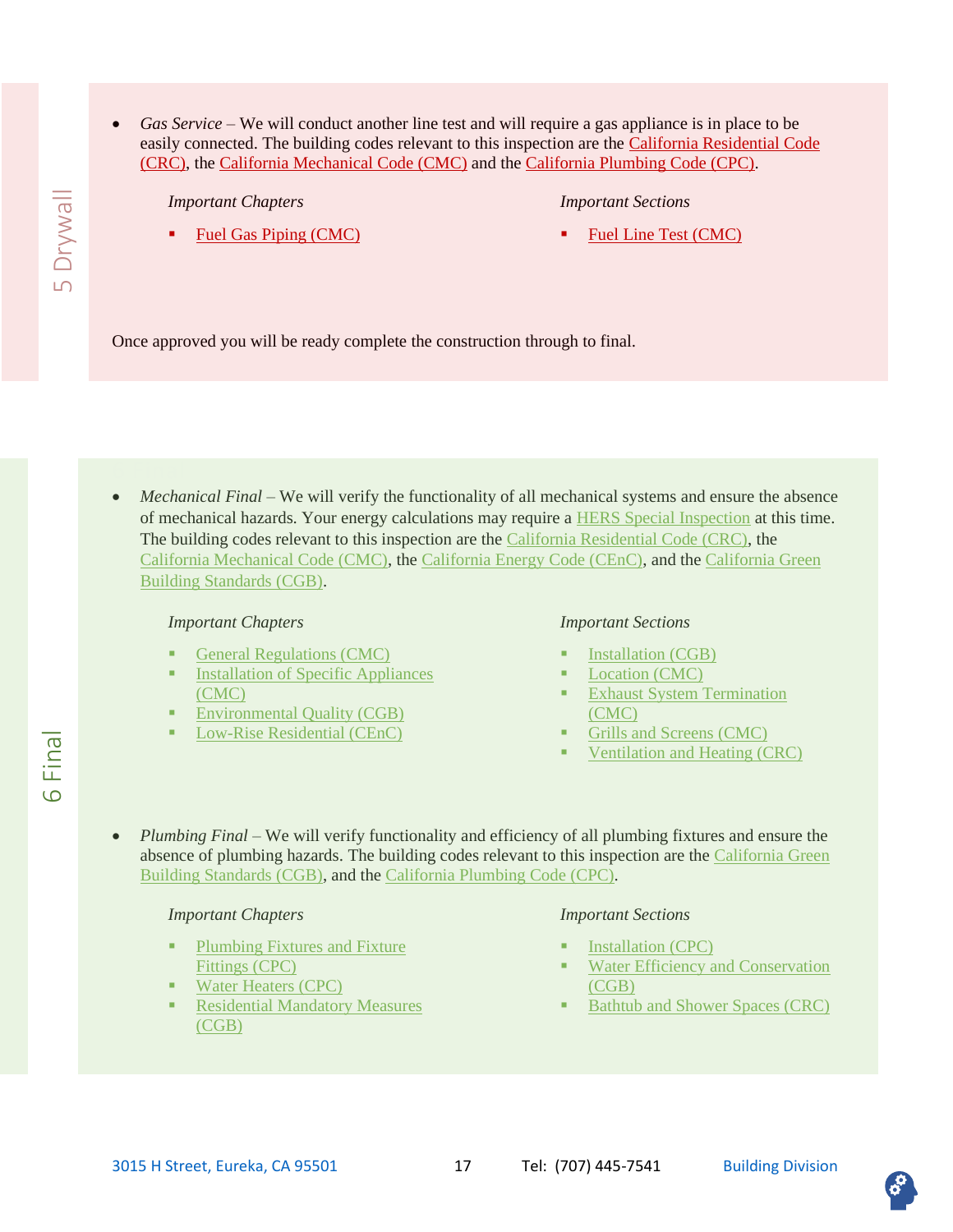## 5 Drywall

- *Gas Service* – We will conduct another line test and will require a gas appliance is in place to be easily connected. The building codes relevant to this inspection are the California Residential Code (CRC), the California Mechanical Code (CMC) and the California Plumbing Code (CPC).

  *Important Chapters*

  - Fuel Gas Piping (CMC)

  *Important Sections*

  - Fuel Line Test (CMC)

Once approved you will be ready complete the construction through to final.

## 6 Final

- *Mechanical Final* – We will verify the functionality of all mechanical systems and ensure the absence of mechanical hazards. Your energy calculations may require a HERS Special Inspection at this time. The building codes relevant to this inspection are the California Residential Code (CRC), the California Mechanical Code (CMC), the California Energy Code (CEnC), and the California Green Building Standards (CGB).

  *Important Chapters*

  - General Regulations (CMC)
  - Installation of Specific Appliances (CMC)
  - Environmental Quality (CGB)
  - Low-Rise Residential (CEnC)

  *Important Sections*

  - Installation (CGB)
  - Location (CMC)
  - Exhaust System Termination (CMC)
  - Grills and Screens (CMC)
  - Ventilation and Heating (CRC)

- *Plumbing Final* – We will verify functionality and efficiency of all plumbing fixtures and ensure the absence of plumbing hazards. The building codes relevant to this inspection are the California Green Building Standards (CGB), and the California Plumbing Code (CPC).

  *Important Chapters*

  - Plumbing Fixtures and Fixture Fittings (CPC)
  - Water Heaters (CPC)
  - Residential Mandatory Measures (CGB)

  *Important Sections*

  - Installation (CPC)
  - Water Efficiency and Conservation (CGB)
  - Bathtub and Shower Spaces (CRC)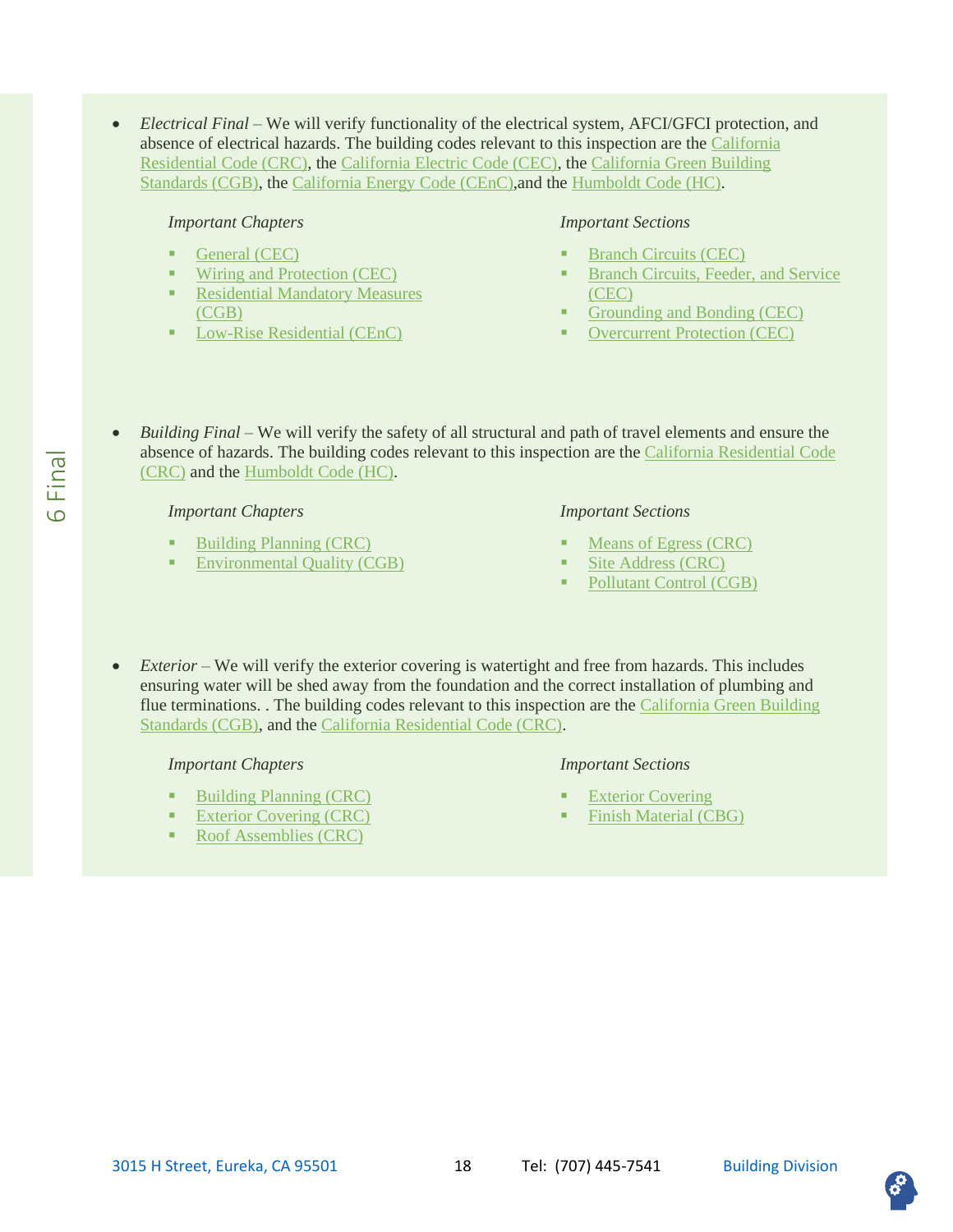- *Electrical Final* – We will verify functionality of the electrical system, AFCI/GFCI protection, and absence of electrical hazards. The building codes relevant to this inspection are the California Residential Code (CRC), the California Electric Code (CEC), the California Green Building Standards (CGB), the California Energy Code (CEnC),and the Humboldt Code (HC).

  *Important Chapters*

  - General (CEC)
  - Wiring and Protection (CEC)
  - Residential Mandatory Measures (CGB)
  - Low-Rise Residential (CEnC)

  *Important Sections*

  - Branch Circuits (CEC)
  - Branch Circuits, Feeder, and Service (CEC)
  - Grounding and Bonding (CEC)
  - Overcurrent Protection (CEC)

- *Building Final* – We will verify the safety of all structural and path of travel elements and ensure the absence of hazards. The building codes relevant to this inspection are the California Residential Code (CRC) and the Humboldt Code (HC).

  *Important Chapters*

  - Building Planning (CRC)
  - Environmental Quality (CGB)

  *Important Sections*

  - Means of Egress (CRC)
  - Site Address (CRC)
  - Pollutant Control (CGB)

- *Exterior* – We will verify the exterior covering is watertight and free from hazards. This includes ensuring water will be shed away from the foundation and the correct installation of plumbing and flue terminations. . The building codes relevant to this inspection are the California Green Building Standards (CGB), and the California Residential Code (CRC).

  *Important Chapters*

  - Building Planning (CRC)
  - Exterior Covering (CRC)
  - Roof Assemblies (CRC)

  *Important Sections*

  - Exterior Covering
  - Finish Material (CBG)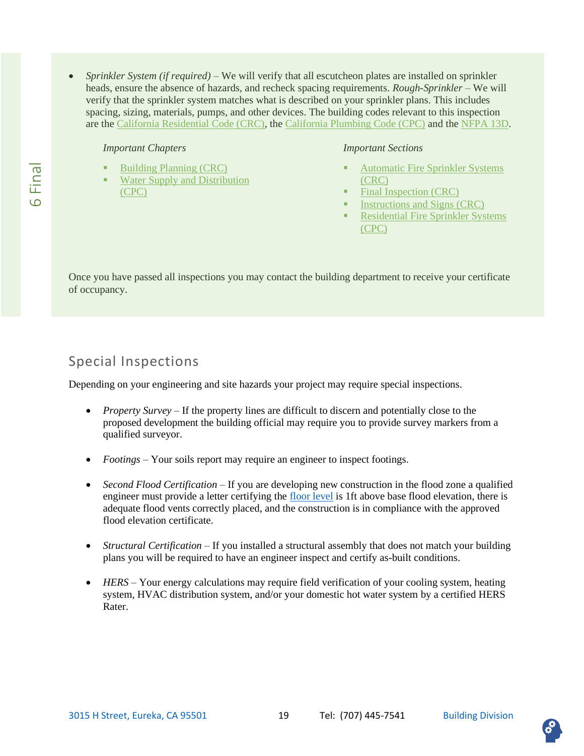- *Sprinkler System (if required)* – We will verify that all escutcheon plates are installed on sprinkler heads, ensure the absence of hazards, and recheck spacing requirements. *Rough-Sprinkler* – We will verify that the sprinkler system matches what is described on your sprinkler plans. This includes spacing, sizing, materials, pumps, and other devices. The building codes relevant to this inspection are the California Residential Code (CRC), the California Plumbing Code (CPC) and the NFPA 13D.

  *Important Chapters*

  - Building Planning (CRC)
  - Water Supply and Distribution (CPC)

  *Important Sections*

  - Automatic Fire Sprinkler Systems (CRC)
  - Final Inspection (CRC)
  - Instructions and Signs (CRC)
  - Residential Fire Sprinkler Systems (CPC)

Once you have passed all inspections you may contact the building department to receive your certificate of occupancy.

## Special Inspections

Depending on your engineering and site hazards your project may require special inspections.

- *Property Survey* – If the property lines are difficult to discern and potentially close to the proposed development the building official may require you to provide survey markers from a qualified surveyor.
- *Footings* – Your soils report may require an engineer to inspect footings.
- *Second Flood Certification* – If you are developing new construction in the flood zone a qualified engineer must provide a letter certifying the floor level is 1ft above base flood elevation, there is adequate flood vents correctly placed, and the construction is in compliance with the approved flood elevation certificate.
- *Structural Certification* – If you installed a structural assembly that does not match your building plans you will be required to have an engineer inspect and certify as-built conditions.
- *HERS* – Your energy calculations may require field verification of your cooling system, heating system, HVAC distribution system, and/or your domestic hot water system by a certified HERS Rater.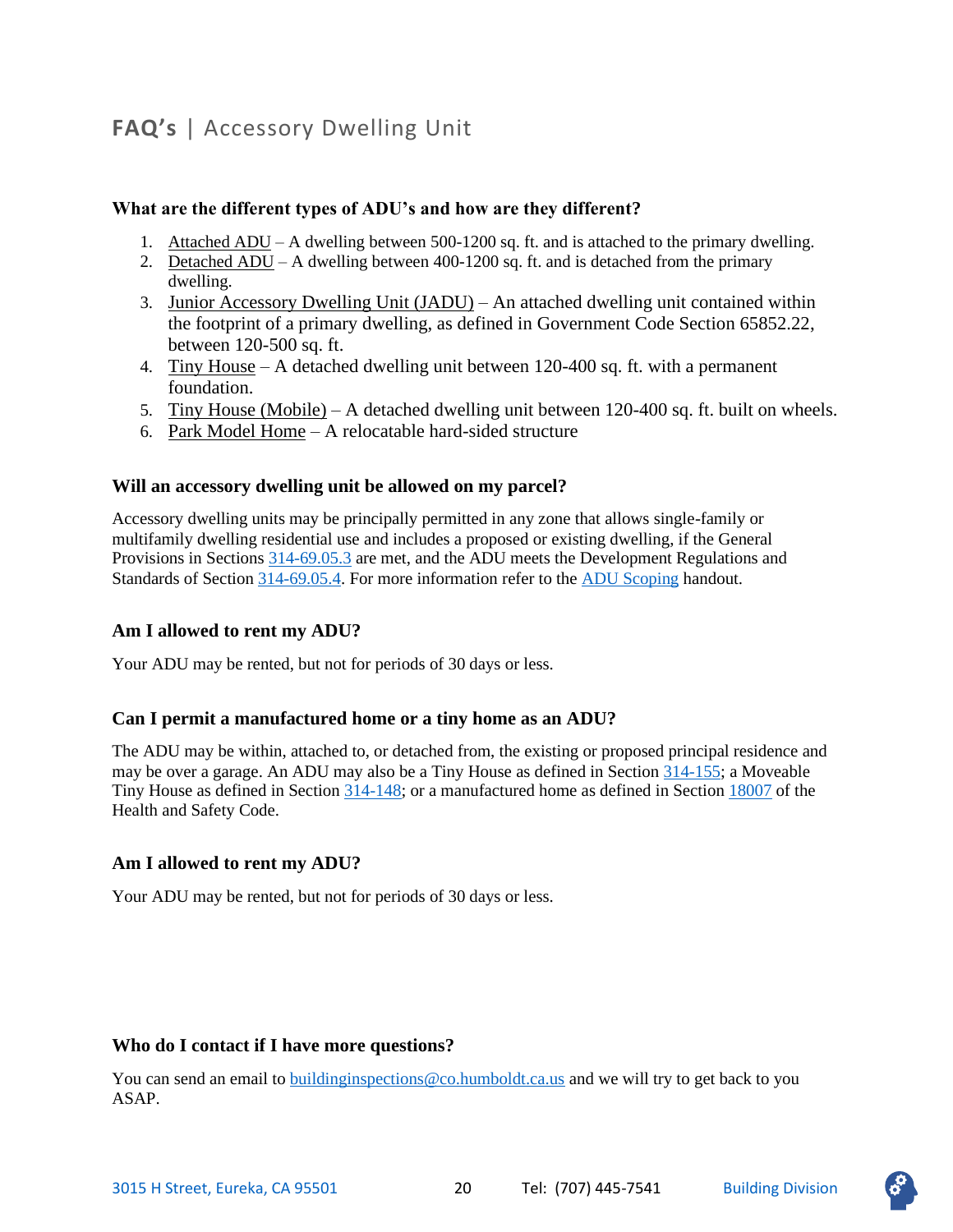# FAQ's | Accessory Dwelling Unit

### What are the different types of ADU's and how are they different?

1. Attached ADU – A dwelling between 500-1200 sq. ft. and is attached to the primary dwelling.
2. Detached ADU – A dwelling between 400-1200 sq. ft. and is detached from the primary dwelling.
3. Junior Accessory Dwelling Unit (JADU) – An attached dwelling unit contained within the footprint of a primary dwelling, as defined in Government Code Section 65852.22, between 120-500 sq. ft.
4. Tiny House – A detached dwelling unit between 120-400 sq. ft. with a permanent foundation.
5. Tiny House (Mobile) – A detached dwelling unit between 120-400 sq. ft. built on wheels.
6. Park Model Home – A relocatable hard-sided structure

### Will an accessory dwelling unit be allowed on my parcel?

Accessory dwelling units may be principally permitted in any zone that allows single-family or multifamily dwelling residential use and includes a proposed or existing dwelling, if the General Provisions in Sections 314-69.05.3 are met, and the ADU meets the Development Regulations and Standards of Section 314-69.05.4. For more information refer to the ADU Scoping handout.

### Am I allowed to rent my ADU?

Your ADU may be rented, but not for periods of 30 days or less.

### Can I permit a manufactured home or a tiny home as an ADU?

The ADU may be within, attached to, or detached from, the existing or proposed principal residence and may be over a garage. An ADU may also be a Tiny House as defined in Section 314-155; a Moveable Tiny House as defined in Section 314-148; or a manufactured home as defined in Section 18007 of the Health and Safety Code.

### Am I allowed to rent my ADU?

Your ADU may be rented, but not for periods of 30 days or less.

### Who do I contact if I have more questions?

You can send an email to buildinginspections@co.humboldt.ca.us and we will try to get back to you ASAP.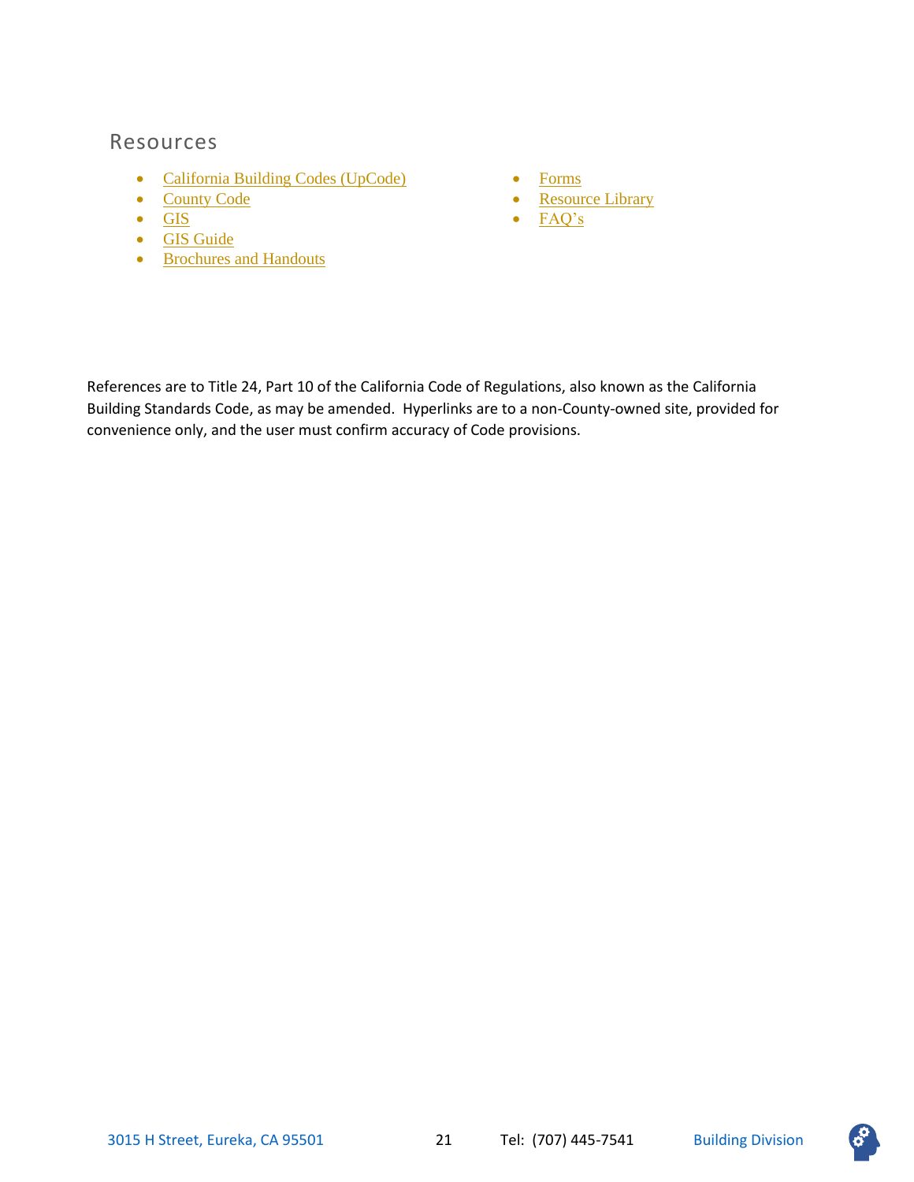## Resources

- California Building Codes (UpCode)
- County Code
- GIS
- GIS Guide
- Brochures and Handouts
- Forms
- Resource Library
- FAQ's

References are to Title 24, Part 10 of the California Code of Regulations, also known as the California Building Standards Code, as may be amended. Hyperlinks are to a non-County-owned site, provided for convenience only, and the user must confirm accuracy of Code provisions.